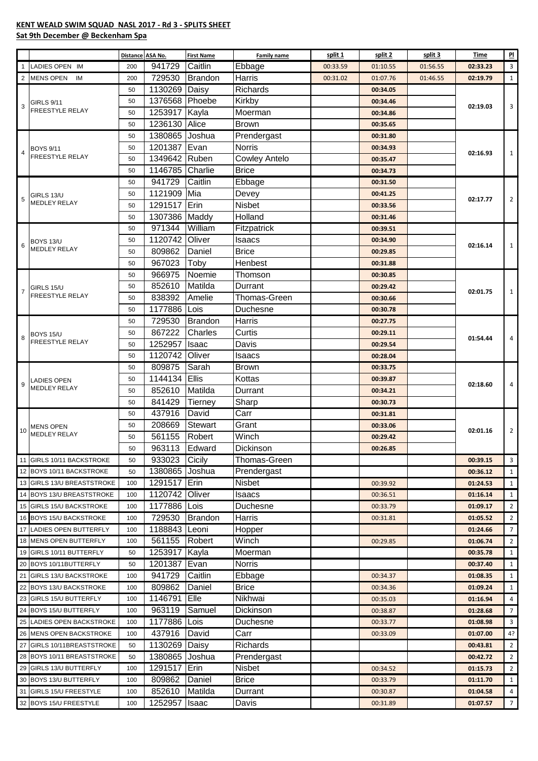**KENT WEALD SWIM SQUAD NASL 2017 - Rd 3 - SPLITS SHEET**

**Sat 9th December @ Beckenham Spa**

| | | Distance | ASA No. | First Name | Family name | split 1 | split 2 | split 3 | Time | Pl |
|---|---|---|---|---|---|---|---|---|---|---|
| 1 | LADIES OPEN IM | 200 | 941729 | Caitlin | Ebbage | 00:33.59 | 01:10.55 | 01:56.55 | 02:33.23 | 3 |
| 2 | MENS OPEN IM | 200 | 729530 | Brandon | Harris | 00:31.02 | 01:07.76 | 01:46.55 | 02:19.79 | 1 |
| 3 | GIRLS 9/11 FREESTYLE RELAY | 50 | 1130269 | Daisy | Richards | | 00:34.05 | | 02:19.03 | 3 |
| | | 50 | 1376568 | Phoebe | Kirkby | | 00:34.46 | | | |
| | | 50 | 1253917 | Kayla | Moerman | | 00:34.86 | | | |
| | | 50 | 1236130 | Alice | Brown | | 00:35.65 | | | |
| 4 | BOYS 9/11 FREESTYLE RELAY | 50 | 1380865 | Joshua | Prendergast | | 00:31.80 | | 02:16.93 | 1 |
| | | 50 | 1201387 | Evan | Norris | | 00:34.93 | | | |
| | | 50 | 1349642 | Ruben | Cowley Antelo | | 00:35.47 | | | |
| | | 50 | 1146785 | Charlie | Brice | | 00:34.73 | | | |
| 5 | GIRLS 13/U MEDLEY RELAY | 50 | 941729 | Caitlin | Ebbage | | 00:31.50 | | 02:17.77 | 2 |
| | | 50 | 1121909 | Mia | Devey | | 00:41.25 | | | |
| | | 50 | 1291517 | Erin | Nisbet | | 00:33.56 | | | |
| | | 50 | 1307386 | Maddy | Holland | | 00:31.46 | | | |
| 6 | BOYS 13/U MEDLEY RELAY | 50 | 971344 | William | Fitzpatrick | | 00:39.51 | | 02:16.14 | 1 |
| | | 50 | 1120742 | Oliver | Isaacs | | 00:34.90 | | | |
| | | 50 | 809862 | Daniel | Brice | | 00:29.85 | | | |
| | | 50 | 967023 | Toby | Henbest | | 00:31.88 | | | |
| 7 | GIRLS 15/U FREESTYLE RELAY | 50 | 966975 | Noemie | Thomson | | 00:30.85 | | 02:01.75 | 1 |
| | | 50 | 852610 | Matilda | Durrant | | 00:29.42 | | | |
| | | 50 | 838392 | Amelie | Thomas-Green | | 00:30.66 | | | |
| | | 50 | 1177886 | Lois | Duchesne | | 00:30.78 | | | |
| 8 | BOYS 15/U FREESTYLE RELAY | 50 | 729530 | Brandon | Harris | | 00:27.75 | | 01:54.44 | 4 |
| | | 50 | 867222 | Charles | Curtis | | 00:29.11 | | | |
| | | 50 | 1252957 | Isaac | Davis | | 00:29.54 | | | |
| | | 50 | 1120742 | Oliver | Isaacs | | 00:28.04 | | | |
| 9 | LADIES OPEN MEDLEY RELAY | 50 | 809875 | Sarah | Brown | | 00:33.75 | | 02:18.60 | 4 |
| | | 50 | 1144134 | Ellis | Kottas | | 00:39.87 | | | |
| | | 50 | 852610 | Matilda | Durrant | | 00:34.21 | | | |
| | | 50 | 841429 | Tierney | Sharp | | 00:30.73 | | | |
| 10 | MENS OPEN MEDLEY RELAY | 50 | 437916 | David | Carr | | 00:31.81 | | 02:01.16 | 2 |
| | | 50 | 208669 | Stewart | Grant | | 00:33.06 | | | |
| | | 50 | 561155 | Robert | Winch | | 00:29.42 | | | |
| | | 50 | 963113 | Edward | Dickinson | | 00:26.85 | | | |
| 11 | GIRLS 10/11 BACKSTROKE | 50 | 933023 | Cicily | Thomas-Green | | | | 00:39.15 | 3 |
| 12 | BOYS 10/11 BACKSTROKE | 50 | 1380865 | Joshua | Prendergast | | | | 00:36.12 | 1 |
| 13 | GIRLS 13/U BREASTSTROKE | 100 | 1291517 | Erin | Nisbet | | 00:39.92 | | 01:24.53 | 1 |
| 14 | BOYS 13/U BREASTSTROKE | 100 | 1120742 | Oliver | Isaacs | | 00:36.51 | | 01:16.14 | 1 |
| 15 | GIRLS 15/U BACKSTROKE | 100 | 1177886 | Lois | Duchesne | | 00:33.79 | | 01:09.17 | 2 |
| 16 | BOYS 15/U BACKSTROKE | 100 | 729530 | Brandon | Harris | | 00:31.81 | | 01:05.52 | 2 |
| 17 | LADIES OPEN BUTTERFLY | 100 | 1188843 | Leoni | Hopper | | | | 01:24.66 | 7 |
| 18 | MENS OPEN BUTTERFLY | 100 | 561155 | Robert | Winch | | 00:29.85 | | 01:06.74 | 2 |
| 19 | GIRLS 10/11 BUTTERFLY | 50 | 1253917 | Kayla | Moerman | | | | 00:35.78 | 1 |
| 20 | BOYS 10/11BUTTERFLY | 50 | 1201387 | Evan | Norris | | | | 00:37.40 | 1 |
| 21 | GIRLS 13/U BACKSTROKE | 100 | 941729 | Caitlin | Ebbage | | 00:34.37 | | 01:08.35 | 1 |
| 22 | BOYS 13/U BACKSTROKE | 100 | 809862 | Daniel | Brice | | 00:34.36 | | 01:09.24 | 1 |
| 23 | GIRLS 15/U BUTTERFLY | 100 | 1146791 | Elle | Nikhwai | | 00:35.03 | | 01:16.94 | 4 |
| 24 | BOYS 15/U BUTTERFLY | 100 | 963119 | Samuel | Dickinson | | 00:38.87 | | 01:28.68 | 7 |
| 25 | LADIES OPEN BACKSTROKE | 100 | 1177886 | Lois | Duchesne | | 00:33.77 | | 01:08.98 | 3 |
| 26 | MENS OPEN BACKSTROKE | 100 | 437916 | David | Carr | | 00:33.09 | | 01:07.00 | 4? |
| 27 | GIRLS 10/11BREASTSTROKE | 50 | 1130269 | Daisy | Richards | | | | 00:43.81 | 2 |
| 28 | BOYS 10/11 BREASTSTROKE | 50 | 1380865 | Joshua | Prendergast | | | | 00:42.72 | 2 |
| 29 | GIRLS 13/U BUTTERFLY | 100 | 1291517 | Erin | Nisbet | | 00:34.52 | | 01:15.73 | 2 |
| 30 | BOYS 13/U BUTTERFLY | 100 | 809862 | Daniel | Brice | | 00:33.79 | | 01:11.70 | 1 |
| 31 | GIRLS 15/U FREESTYLE | 100 | 852610 | Matilda | Durrant | | 00:30.87 | | 01:04.58 | 4 |
| 32 | BOYS 15/U FREESTYLE | 100 | 1252957 | Isaac | Davis | | 00:31.89 | | 01:07.57 | 7 |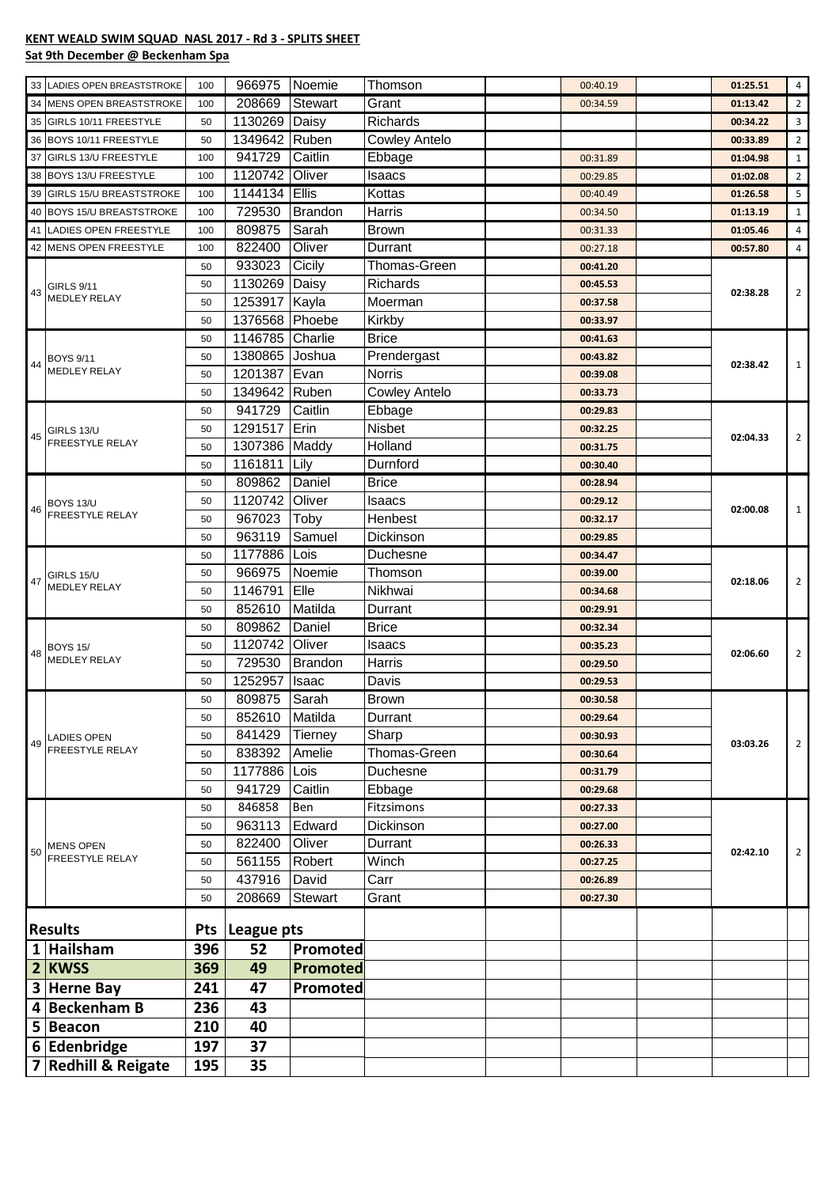**KENT WEALD SWIM SQUAD NASL 2017 - Rd 3 - SPLITS SHEET**
**Sat 9th December @ Beckenham Spa**

| | | | | | | | | | | | |
|---|---|---|---|---|---|---|---|---|---|---|---|
| 33 | LADIES OPEN BREASTSTROKE | 100 | 966975 | Noemie | Thomson | | 00:40.19 | | 01:25.51 | 4 |
| 34 | MENS OPEN BREASTSTROKE | 100 | 208669 | Stewart | Grant | | 00:34.59 | | 01:13.42 | 2 |
| 35 | GIRLS 10/11 FREESTYLE | 50 | 1130269 | Daisy | Richards | | | | 00:34.22 | 3 |
| 36 | BOYS 10/11 FREESTYLE | 50 | 1349642 | Ruben | Cowley Antelo | | | | 00:33.89 | 2 |
| 37 | GIRLS 13/U FREESTYLE | 100 | 941729 | Caitlin | Ebbage | | 00:31.89 | | 01:04.98 | 1 |
| 38 | BOYS 13/U FREESTYLE | 100 | 1120742 | Oliver | Isaacs | | 00:29.85 | | 01:02.08 | 2 |
| 39 | GIRLS 15/U BREASTSTROKE | 100 | 1144134 | Ellis | Kottas | | 00:40.49 | | 01:26.58 | 5 |
| 40 | BOYS 15/U BREASTSTROKE | 100 | 729530 | Brandon | Harris | | 00:34.50 | | 01:13.19 | 1 |
| 41 | LADIES OPEN FREESTYLE | 100 | 809875 | Sarah | Brown | | 00:31.33 | | 01:05.46 | 4 |
| 42 | MENS OPEN FREESTYLE | 100 | 822400 | Oliver | Durrant | | 00:27.18 | | 00:57.80 | 4 |
| 43 | GIRLS 9/11 MEDLEY RELAY | 50 | 933023 | Cicily | Thomas-Green | | 00:41.20 | | 02:38.28 | 2 |
| | | 50 | 1130269 | Daisy | Richards | | 00:45.53 | | | |
| | | 50 | 1253917 | Kayla | Moerman | | 00:37.58 | | | |
| | | 50 | 1376568 | Phoebe | Kirkby | | 00:33.97 | | | |
| 44 | BOYS 9/11 MEDLEY RELAY | 50 | 1146785 | Charlie | Brice | | 00:41.63 | | 02:38.42 | 1 |
| | | 50 | 1380865 | Joshua | Prendergast | | 00:43.82 | | | |
| | | 50 | 1201387 | Evan | Norris | | 00:39.08 | | | |
| | | 50 | 1349642 | Ruben | Cowley Antelo | | 00:33.73 | | | |
| 45 | GIRLS 13/U FREESTYLE RELAY | 50 | 941729 | Caitlin | Ebbage | | 00:29.83 | | 02:04.33 | 2 |
| | | 50 | 1291517 | Erin | Nisbet | | 00:32.25 | | | |
| | | 50 | 1307386 | Maddy | Holland | | 00:31.75 | | | |
| | | 50 | 1161811 | Lily | Durnford | | 00:30.40 | | | |
| 46 | BOYS 13/U FREESTYLE RELAY | 50 | 809862 | Daniel | Brice | | 00:28.94 | | 02:00.08 | 1 |
| | | 50 | 1120742 | Oliver | Isaacs | | 00:29.12 | | | |
| | | 50 | 967023 | Toby | Henbest | | 00:32.17 | | | |
| | | 50 | 963119 | Samuel | Dickinson | | 00:29.85 | | | |
| 47 | GIRLS 15/U MEDLEY RELAY | 50 | 1177886 | Lois | Duchesne | | 00:34.47 | | 02:18.06 | 2 |
| | | 50 | 966975 | Noemie | Thomson | | 00:39.00 | | | |
| | | 50 | 1146791 | Elle | Nikhwai | | 00:34.68 | | | |
| | | 50 | 852610 | Matilda | Durrant | | 00:29.91 | | | |
| 48 | BOYS 15/ MEDLEY RELAY | 50 | 809862 | Daniel | Brice | | 00:32.34 | | 02:06.60 | 2 |
| | | 50 | 1120742 | Oliver | Isaacs | | 00:35.23 | | | |
| | | 50 | 729530 | Brandon | Harris | | 00:29.50 | | | |
| | | 50 | 1252957 | Isaac | Davis | | 00:29.53 | | | |
| 49 | LADIES OPEN FREESTYLE RELAY | 50 | 809875 | Sarah | Brown | | 00:30.58 | | 03:03.26 | 2 |
| | | 50 | 852610 | Matilda | Durrant | | 00:29.64 | | | |
| | | 50 | 841429 | Tierney | Sharp | | 00:30.93 | | | |
| | | 50 | 838392 | Amelie | Thomas-Green | | 00:30.64 | | | |
| | | 50 | 1177886 | Lois | Duchesne | | 00:31.79 | | | |
| | | 50 | 941729 | Caitlin | Ebbage | | 00:29.68 | | | |
| 50 | MENS OPEN FREESTYLE RELAY | 50 | 846858 | Ben | Fitzsimons | | 00:27.33 | | 02:42.10 | 2 |
| | | 50 | 963113 | Edward | Dickinson | | 00:27.00 | | | |
| | | 50 | 822400 | Oliver | Durrant | | 00:26.33 | | | |
| | | 50 | 561155 | Robert | Winch | | 00:27.25 | | | |
| | | 50 | 437916 | David | Carr | | 00:26.89 | | | |
| | | 50 | 208669 | Stewart | Grant | | 00:27.30 | | | |

| | Results | Pts | League pts | |
|---|---|---|---|---|
| 1 | Hailsham | 396 | 52 | Promoted |
| 2 | KWSS | 369 | 49 | Promoted |
| 3 | Herne Bay | 241 | 47 | Promoted |
| 4 | Beckenham B | 236 | 43 | |
| 5 | Beacon | 210 | 40 | |
| 6 | Edenbridge | 197 | 37 | |
| 7 | Redhill & Reigate | 195 | 35 | |